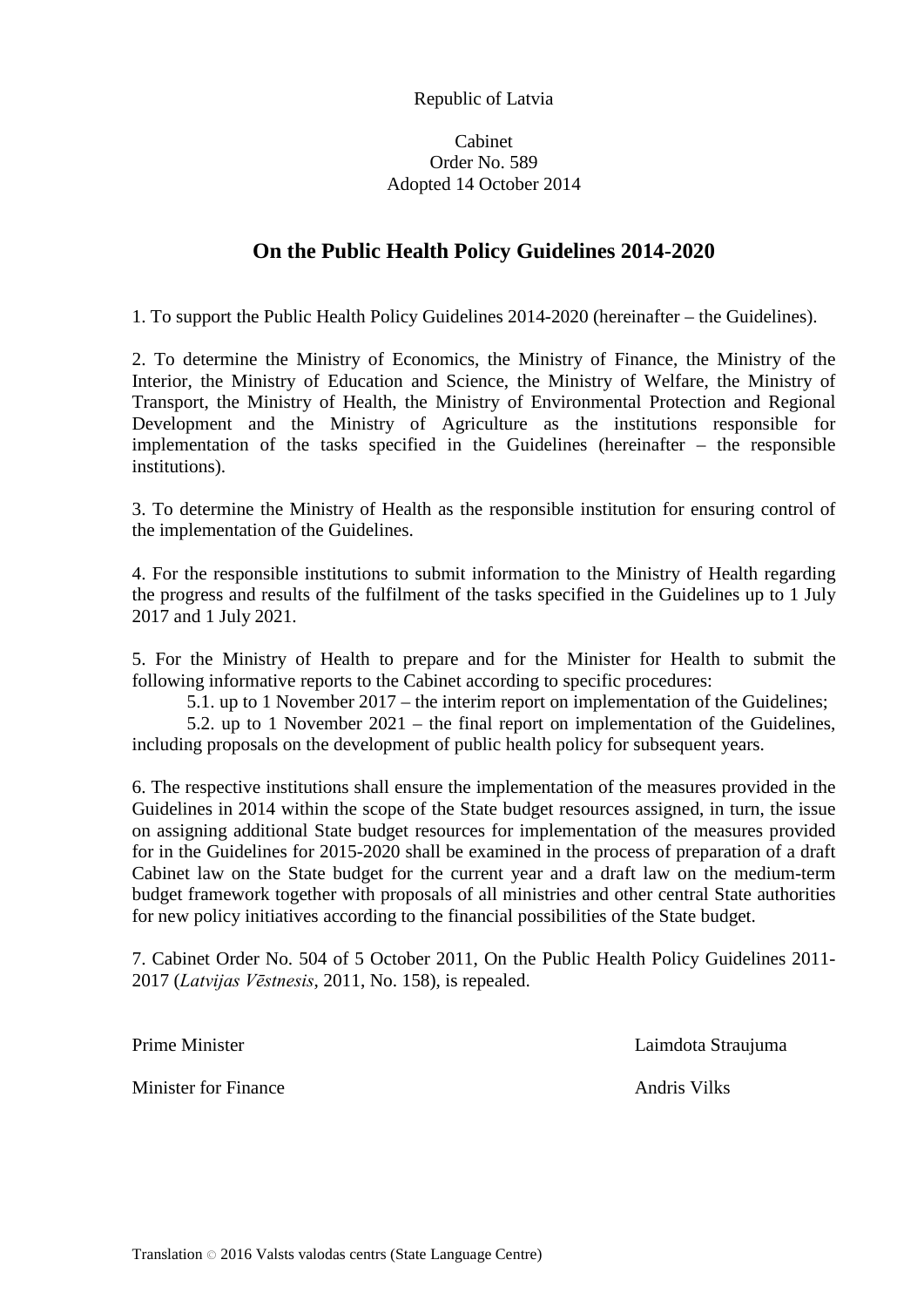Republic of Latvia

Cabinet
Order No. 589
Adopted 14 October 2014

# On the Public Health Policy Guidelines 2014-2020

1. To support the Public Health Policy Guidelines 2014-2020 (hereinafter – the Guidelines).

2. To determine the Ministry of Economics, the Ministry of Finance, the Ministry of the Interior, the Ministry of Education and Science, the Ministry of Welfare, the Ministry of Transport, the Ministry of Health, the Ministry of Environmental Protection and Regional Development and the Ministry of Agriculture as the institutions responsible for implementation of the tasks specified in the Guidelines (hereinafter – the responsible institutions).

3. To determine the Ministry of Health as the responsible institution for ensuring control of the implementation of the Guidelines.

4. For the responsible institutions to submit information to the Ministry of Health regarding the progress and results of the fulfilment of the tasks specified in the Guidelines up to 1 July 2017 and 1 July 2021.

5. For the Ministry of Health to prepare and for the Minister for Health to submit the following informative reports to the Cabinet according to specific procedures:

5.1. up to 1 November 2017 – the interim report on implementation of the Guidelines;

5.2. up to 1 November 2021 – the final report on implementation of the Guidelines, including proposals on the development of public health policy for subsequent years.

6. The respective institutions shall ensure the implementation of the measures provided in the Guidelines in 2014 within the scope of the State budget resources assigned, in turn, the issue on assigning additional State budget resources for implementation of the measures provided for in the Guidelines for 2015-2020 shall be examined in the process of preparation of a draft Cabinet law on the State budget for the current year and a draft law on the medium-term budget framework together with proposals of all ministries and other central State authorities for new policy initiatives according to the financial possibilities of the State budget.

7. Cabinet Order No. 504 of 5 October 2011, On the Public Health Policy Guidelines 2011-2017 (*Latvijas Vēstnesis*, 2011, No. 158), is repealed.

Prime Minister Laimdota Straujuma

Minister for Finance Andris Vilks

Translation © 2016 Valsts valodas centrs (State Language Centre)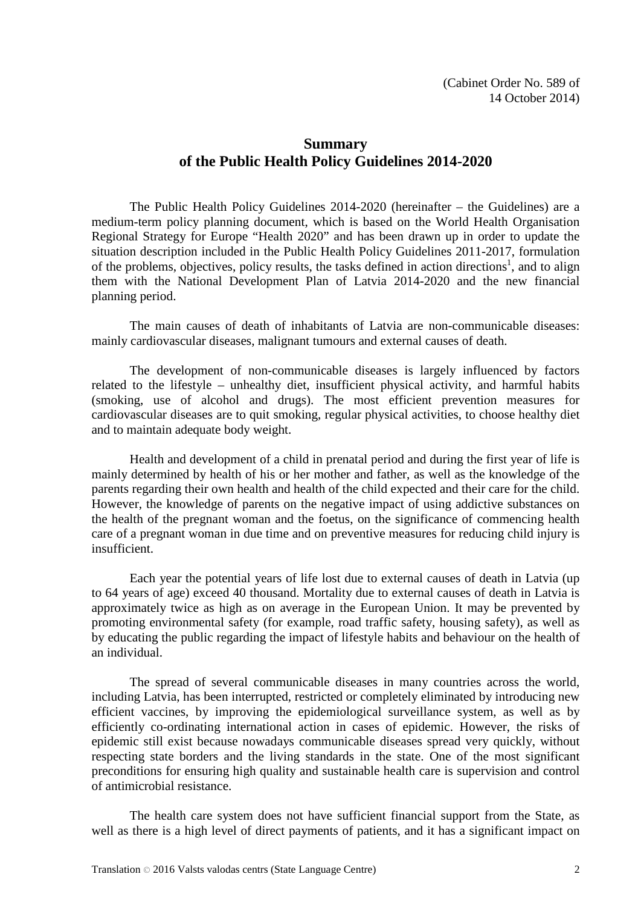(Cabinet Order No. 589 of 14 October 2014)

## Summary of the Public Health Policy Guidelines 2014-2020

The Public Health Policy Guidelines 2014-2020 (hereinafter – the Guidelines) are a medium-term policy planning document, which is based on the World Health Organisation Regional Strategy for Europe "Health 2020" and has been drawn up in order to update the situation description included in the Public Health Policy Guidelines 2011-2017, formulation of the problems, objectives, policy results, the tasks defined in action directions[1], and to align them with the National Development Plan of Latvia 2014-2020 and the new financial planning period.

The main causes of death of inhabitants of Latvia are non-communicable diseases: mainly cardiovascular diseases, malignant tumours and external causes of death.

The development of non-communicable diseases is largely influenced by factors related to the lifestyle – unhealthy diet, insufficient physical activity, and harmful habits (smoking, use of alcohol and drugs). The most efficient prevention measures for cardiovascular diseases are to quit smoking, regular physical activities, to choose healthy diet and to maintain adequate body weight.

Health and development of a child in prenatal period and during the first year of life is mainly determined by health of his or her mother and father, as well as the knowledge of the parents regarding their own health and health of the child expected and their care for the child. However, the knowledge of parents on the negative impact of using addictive substances on the health of the pregnant woman and the foetus, on the significance of commencing health care of a pregnant woman in due time and on preventive measures for reducing child injury is insufficient.

Each year the potential years of life lost due to external causes of death in Latvia (up to 64 years of age) exceed 40 thousand. Mortality due to external causes of death in Latvia is approximately twice as high as on average in the European Union. It may be prevented by promoting environmental safety (for example, road traffic safety, housing safety), as well as by educating the public regarding the impact of lifestyle habits and behaviour on the health of an individual.

The spread of several communicable diseases in many countries across the world, including Latvia, has been interrupted, restricted or completely eliminated by introducing new efficient vaccines, by improving the epidemiological surveillance system, as well as by efficiently co-ordinating international action in cases of epidemic. However, the risks of epidemic still exist because nowadays communicable diseases spread very quickly, without respecting state borders and the living standards in the state. One of the most significant preconditions for ensuring high quality and sustainable health care is supervision and control of antimicrobial resistance.

The health care system does not have sufficient financial support from the State, as well as there is a high level of direct payments of patients, and it has a significant impact on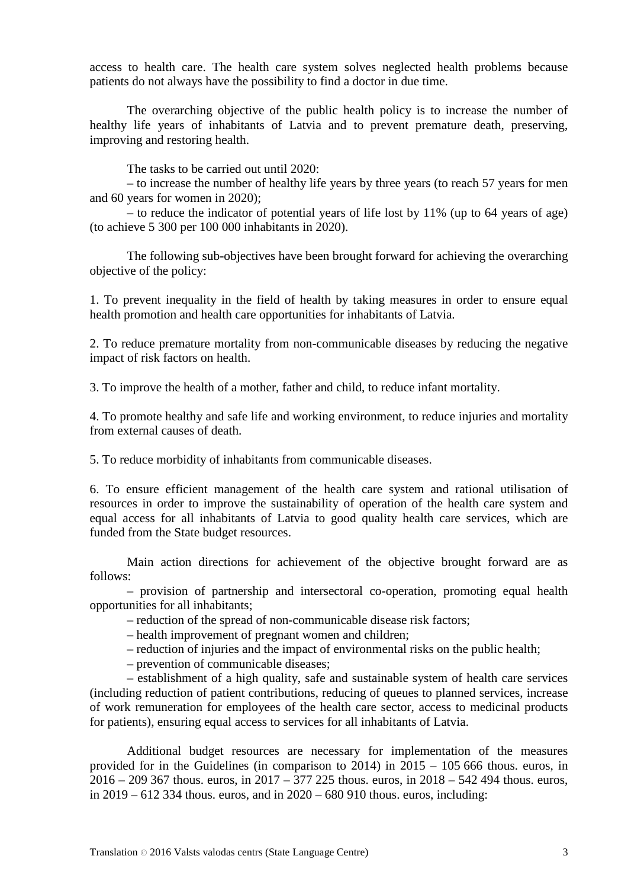access to health care. The health care system solves neglected health problems because patients do not always have the possibility to find a doctor in due time.

The overarching objective of the public health policy is to increase the number of healthy life years of inhabitants of Latvia and to prevent premature death, preserving, improving and restoring health.

The tasks to be carried out until 2020:

– to increase the number of healthy life years by three years (to reach 57 years for men and 60 years for women in 2020);

– to reduce the indicator of potential years of life lost by 11% (up to 64 years of age) (to achieve 5 300 per 100 000 inhabitants in 2020).

The following sub-objectives have been brought forward for achieving the overarching objective of the policy:

1. To prevent inequality in the field of health by taking measures in order to ensure equal health promotion and health care opportunities for inhabitants of Latvia.

2. To reduce premature mortality from non-communicable diseases by reducing the negative impact of risk factors on health.

3. To improve the health of a mother, father and child, to reduce infant mortality.

4. To promote healthy and safe life and working environment, to reduce injuries and mortality from external causes of death.

5. To reduce morbidity of inhabitants from communicable diseases.

6. To ensure efficient management of the health care system and rational utilisation of resources in order to improve the sustainability of operation of the health care system and equal access for all inhabitants of Latvia to good quality health care services, which are funded from the State budget resources.

Main action directions for achievement of the objective brought forward are as follows:

– provision of partnership and intersectoral co-operation, promoting equal health opportunities for all inhabitants;

– reduction of the spread of non-communicable disease risk factors;

– health improvement of pregnant women and children;

– reduction of injuries and the impact of environmental risks on the public health;

– prevention of communicable diseases;

– establishment of a high quality, safe and sustainable system of health care services (including reduction of patient contributions, reducing of queues to planned services, increase of work remuneration for employees of the health care sector, access to medicinal products for patients), ensuring equal access to services for all inhabitants of Latvia.

Additional budget resources are necessary for implementation of the measures provided for in the Guidelines (in comparison to 2014) in 2015 – 105 666 thous. euros, in 2016 – 209 367 thous. euros, in 2017 – 377 225 thous. euros, in 2018 – 542 494 thous. euros, in 2019 – 612 334 thous. euros, and in 2020 – 680 910 thous. euros, including: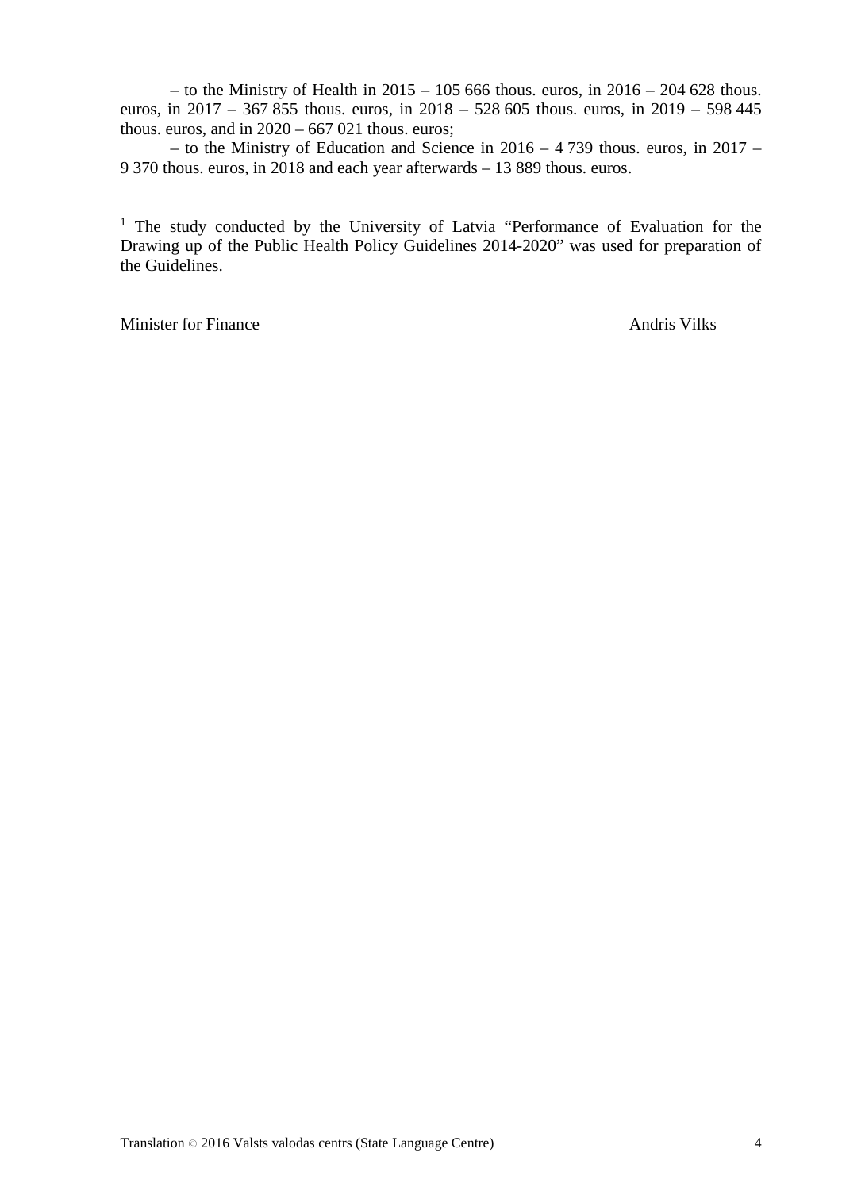– to the Ministry of Health in 2015 – 105 666 thous. euros, in 2016 – 204 628 thous. euros, in 2017 – 367 855 thous. euros, in 2018 – 528 605 thous. euros, in 2019 – 598 445 thous. euros, and in 2020 – 667 021 thous. euros;

– to the Ministry of Education and Science in 2016 – 4 739 thous. euros, in 2017 – 9 370 thous. euros, in 2018 and each year afterwards – 13 889 thous. euros.

[1] The study conducted by the University of Latvia “Performance of Evaluation for the Drawing up of the Public Health Policy Guidelines 2014-2020” was used for preparation of the Guidelines.

Minister for Finance Andris Vilks